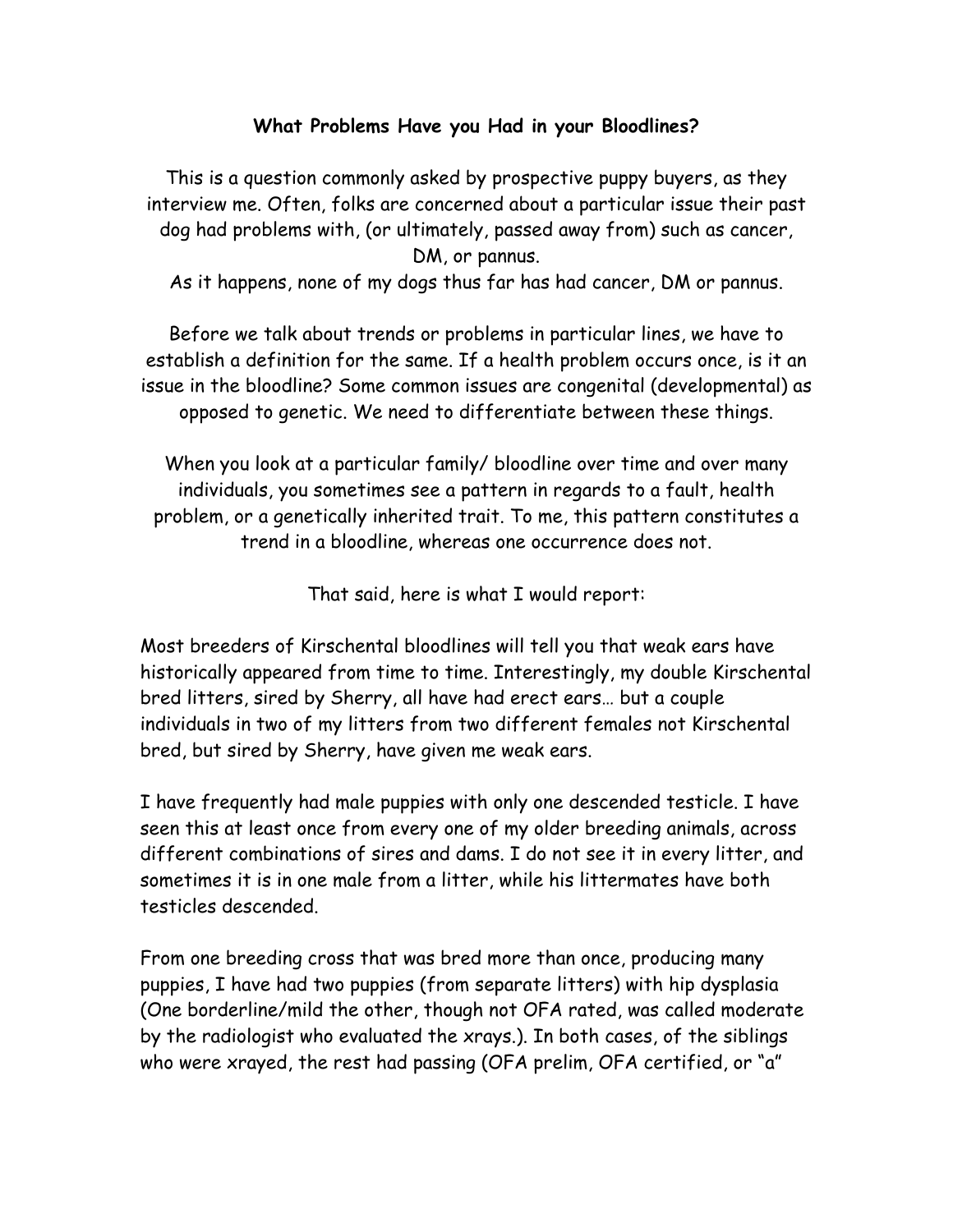**What Problems Have you Had in your Bloodlines?**

This is a question commonly asked by prospective puppy buyers, as they interview me. Often, folks are concerned about a particular issue their past dog had problems with, (or ultimately, passed away from) such as cancer, DM, or pannus.
As it happens, none of my dogs thus far has had cancer, DM or pannus.

Before we talk about trends or problems in particular lines, we have to establish a definition for the same. If a health problem occurs once, is it an issue in the bloodline? Some common issues are congenital (developmental) as opposed to genetic. We need to differentiate between these things.

When you look at a particular family/ bloodline over time and over many individuals, you sometimes see a pattern in regards to a fault, health problem, or a genetically inherited trait. To me, this pattern constitutes a trend in a bloodline, whereas one occurrence does not.

That said, here is what I would report:

Most breeders of Kirschental bloodlines will tell you that weak ears have historically appeared from time to time. Interestingly, my double Kirschental bred litters, sired by Sherry, all have had erect ears… but a couple individuals in two of my litters from two different females not Kirschental bred, but sired by Sherry, have given me weak ears.

I have frequently had male puppies with only one descended testicle. I have seen this at least once from every one of my older breeding animals, across different combinations of sires and dams. I do not see it in every litter, and sometimes it is in one male from a litter, while his littermates have both testicles descended.

From one breeding cross that was bred more than once, producing many puppies, I have had two puppies (from separate litters) with hip dysplasia (One borderline/mild the other, though not OFA rated, was called moderate by the radiologist who evaluated the xrays.). In both cases, of the siblings who were xrayed, the rest had passing (OFA prelim, OFA certified, or "a"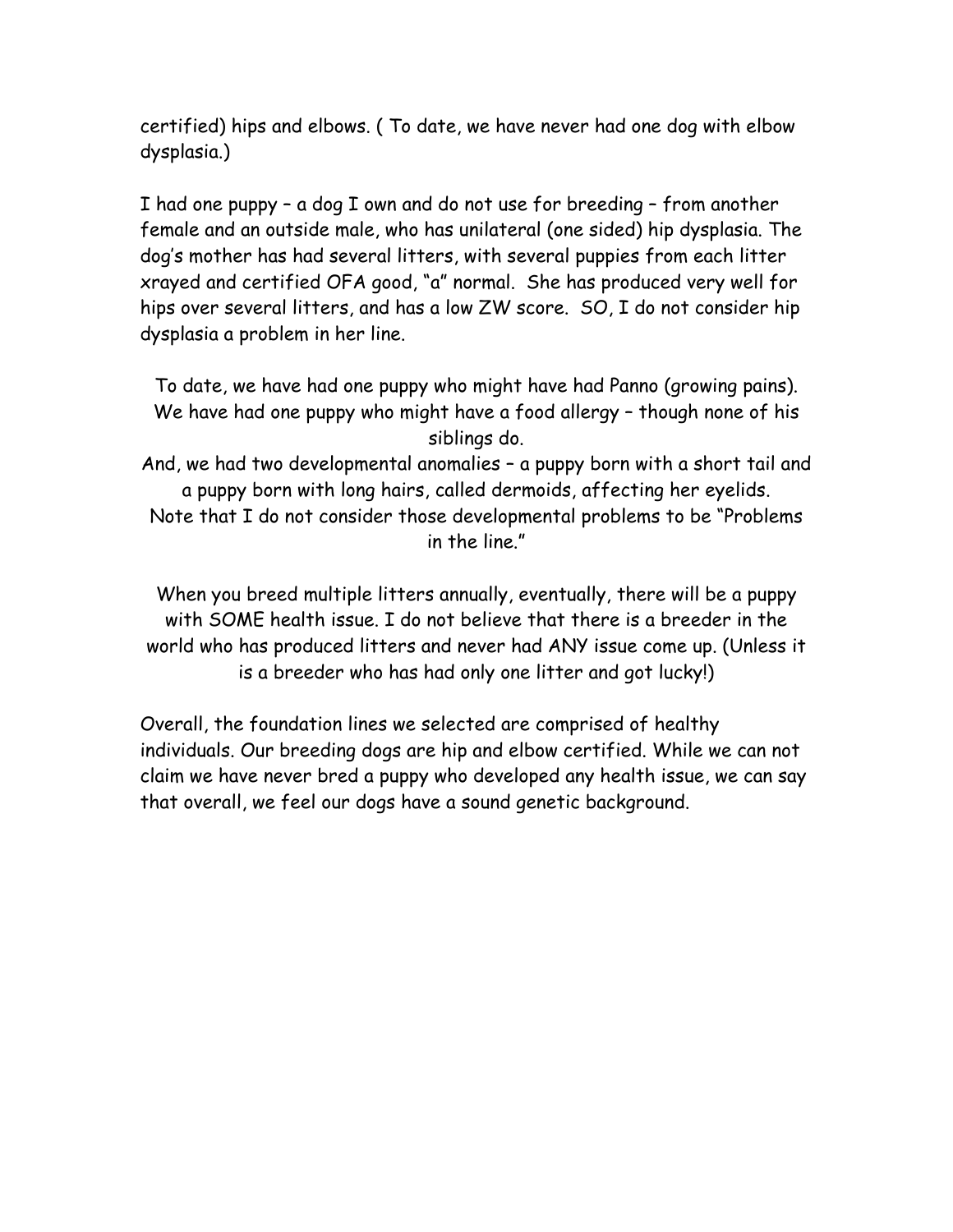certified) hips and elbows. ( To date, we have never had one dog with elbow dysplasia.)

I had one puppy – a dog I own and do not use for breeding – from another female and an outside male, who has unilateral (one sided) hip dysplasia. The dog's mother has had several litters, with several puppies from each litter xrayed and certified OFA good, "a" normal. She has produced very well for hips over several litters, and has a low ZW score. SO, I do not consider hip dysplasia a problem in her line.

To date, we have had one puppy who might have had Panno (growing pains). We have had one puppy who might have a food allergy – though none of his siblings do.
And, we had two developmental anomalies – a puppy born with a short tail and a puppy born with long hairs, called dermoids, affecting her eyelids.
Note that I do not consider those developmental problems to be "Problems in the line."

When you breed multiple litters annually, eventually, there will be a puppy with SOME health issue. I do not believe that there is a breeder in the world who has produced litters and never had ANY issue come up. (Unless it is a breeder who has had only one litter and got lucky!)

Overall, the foundation lines we selected are comprised of healthy individuals. Our breeding dogs are hip and elbow certified. While we can not claim we have never bred a puppy who developed any health issue, we can say that overall, we feel our dogs have a sound genetic background.